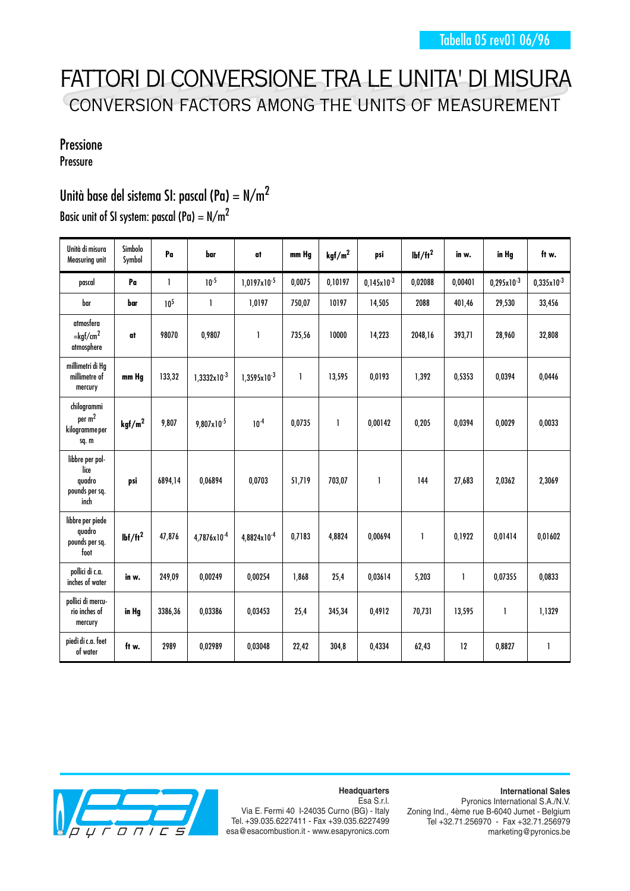Tabella 05 rev01 06/96

# FATTORI DI CONVERSIONE TRA LE UNITA' DI MISURA

## CONVERSION FACTORS AMONG THE UNITS OF MEASUREMENT

### Pressione
Pressure

### Unità base del sistema SI: pascal (Pa) = N/m$^2$
Basic unit of SI system: pascal (Pa) = N/m$^2$

| Unità di misura Measuring unit | Simbolo Symbol | Pa | bar | at | mm Hg | kgf/m$^2$ | psi | lbf/ft$^2$ | in w. | in Hg | ft w. |
|---|---|---|---|---|---|---|---|---|---|---|---|
| pascal | **Pa** | 1 | $10^{-5}$ | $1{,}0197 \times 10^{-5}$ | 0,0075 | 0,10197 | $0{,}145 \times 10^{-3}$ | 0,02088 | 0,00401 | $0{,}295 \times 10^{-3}$ | $0{,}335 \times 10^{-3}$ |
| bar | **bar** | $10^5$ | 1 | 1,0197 | 750,07 | 10197 | 14,505 | 2088 | 401,46 | 29,530 | 33,456 |
| atmosfera =kgf/cm$^2$ atmosphere | **at** | 98070 | 0,9807 | 1 | 735,56 | 10000 | 14,223 | 2048,16 | 393,71 | 28,960 | 32,808 |
| millimetri di Hg millimetre of mercury | **mm Hg** | 133,32 | $1{,}3332 \times 10^{-3}$ | $1{,}3595 \times 10^{-3}$ | 1 | 13,595 | 0,0193 | 1,392 | 0,5353 | 0,0394 | 0,0446 |
| chilogrammi per m$^2$ kilogramme per sq. m | **kgf/m$^2$** | 9,807 | $9{,}807 \times 10^{-5}$ | $10^{-4}$ | 0,0735 | 1 | 0,00142 | 0,205 | 0,0394 | 0,0029 | 0,0033 |
| libbre per pollice quadro pounds per sq. inch | **psi** | 6894,14 | 0,06894 | 0,0703 | 51,719 | 703,07 | 1 | 144 | 27,683 | 2,0362 | 2,3069 |
| libbre per piede quadro pounds per sq. foot | **lbf/ft$^2$** | 47,876 | $4{,}7876 \times 10^{-4}$ | $4{,}8824 \times 10^{-4}$ | 0,7183 | 4,8824 | 0,00694 | 1 | 0,1922 | 0,01414 | 0,01602 |
| pollici di c.a. inches of water | **in w.** | 249,09 | 0,00249 | 0,00254 | 1,868 | 25,4 | 0,03614 | 5,203 | 1 | 0,07355 | 0,0833 |
| pollici di mercurio inches of mercury | **in Hg** | 3386,36 | 0,03386 | 0,03453 | 25,4 | 345,34 | 0,4912 | 70,731 | 13,595 | 1 | 1,1329 |
| piedi di c.a. feet of water | **ft w.** | 2989 | 0,02989 | 0,03048 | 22,42 | 304,8 | 0,4334 | 62,43 | 12 | 0,8827 | 1 |

**Headquarters**
Esa S.r.l.
Via E. Fermi 40 I-24035 Curno (BG) - Italy
Tel. +39.035.6227411 - Fax +39.035.6227499
esa@esacombustion.it - www.esapyronics.com

**International Sales**
Pyronics International S.A./N.V.
Zoning Ind., 4ème rue B-6040 Jumet - Belgium
Tel +32.71.256970 - Fax +32.71.256979
marketing@pyronics.be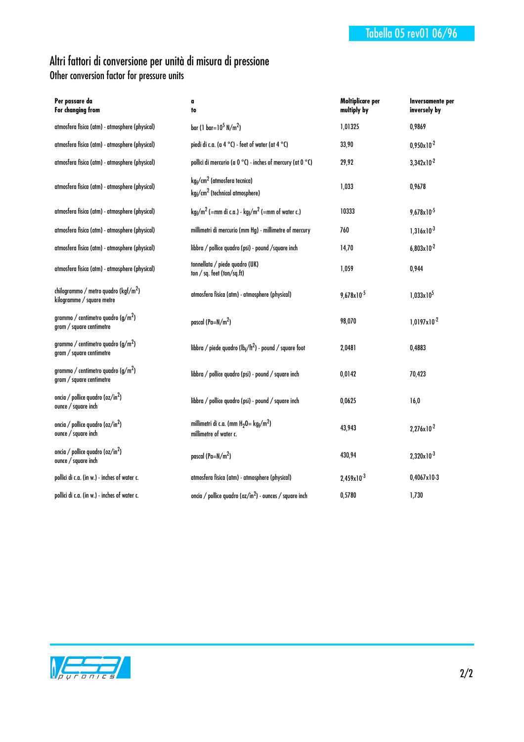# Altri fattori di conversione per unità di misura di pressione

## Other conversion factor for pressure units

| **Per passare da**<br>**For changing from** | **a**<br>**to** | **Moltiplicare per**<br>**multiply by** | **Inversamente per**<br>**inversely by** |
|---|---|---|---|
| atmosfera fisica (atm) - atmosphere (physical) | bar (1 bar=$10^5$ N/$m^2$) | 1,01325 | 0,9869 |
| atmosfera fisica (atm) - atmosphere (physical) | piedi di c.a. (a 4 °C) - feet of water (at 4 °C) | 33,90 | 0,950x$10^{-2}$ |
| atmosfera fisica (atm) - atmosphere (physical) | pollici di mercurio (a 0 °C) - inches of mercury (at 0 °C) | 29,92 | 3,342x$10^{-2}$ |
| atmosfera fisica (atm) - atmosphere (physical) | $kg_f/cm^2$ (atmosfera tecnica)<br>$kg_f/cm^2$ (technical atmosphere) | 1,033 | 0,9678 |
| atmosfera fisica (atm) - atmosphere (physical) | $kg_f/m^2$ (=mm di c.a.) - $kg_f/m^2$ (=mm of water c.) | 10333 | 9,678x$10^{-5}$ |
| atmosfera fisica (atm) - atmosphere (physical) | millimetri di mercurio (mm Hg) - millimetre of mercury | 760 | 1,316x$10^{-3}$ |
| atmosfera fisica (atm) - atmosphere (physical) | libbra / pollice quadro (psi) - pound /square inch | 14,70 | 6,803x$10^{-2}$ |
| atmosfera fisica (atm) - atmosphere (physical) | tonnellata / piede quadro (UK)<br>ton / sq. feet (ton/sq.ft) | 1,059 | 0,944 |
| chilogrammo / metro quadro (kgf/$m^2$)<br>kilogramme / square metre | atmosfera fisica (atm) - atmosphere (physical) | 9,678x$10^{-5}$ | 1,033x$10^5$ |
| grammo / centimetro quadro (g/$m^2$)<br>gram / square centimetre | pascal (Pa=N/$m^2$) | 98,070 | 1,0197x$10^{-2}$ |
| grammo / centimetro quadro (g/$m^2$)<br>gram / square centimetre | libbra / piede quadro ($lb_f/ft^2$) - pound / square foot | 2,0481 | 0,4883 |
| grammo / centimetro quadro (g/$m^2$)<br>gram / square centimetre | libbra / pollice quadro (psi) - pound / square inch | 0,0142 | 70,423 |
| oncia / pollice quadro (oz/$in^2$)<br>ounce / square inch | libbra / pollice quadro (psi) - pound / square inch | 0,0625 | 16,0 |
| oncia / pollice quadro (oz/$in^2$)<br>ounce / square inch | millimetri di c.a. (mm $H_2O$= $kg_f/m^2$)<br>millimetre of water c. | 43,943 | 2,276x$10^{-2}$ |
| oncia / pollice quadro (oz/$in^2$)<br>ounce / square inch | pascal (Pa=N/$m^2$) | 430,94 | 2,320x$10^{-3}$ |
| pollici di c.a. (in w.) - inches of water c. | atmosfera fisica (atm) - atmosphere (physical) | 2,459x$10^{-3}$ | 0,4067x10-3 |
| pollici di c.a. (in w.) - inches of water c. | oncia / pollice quadro (oz/$in^2$) - ounces / square inch | 0,5780 | 1,730 |